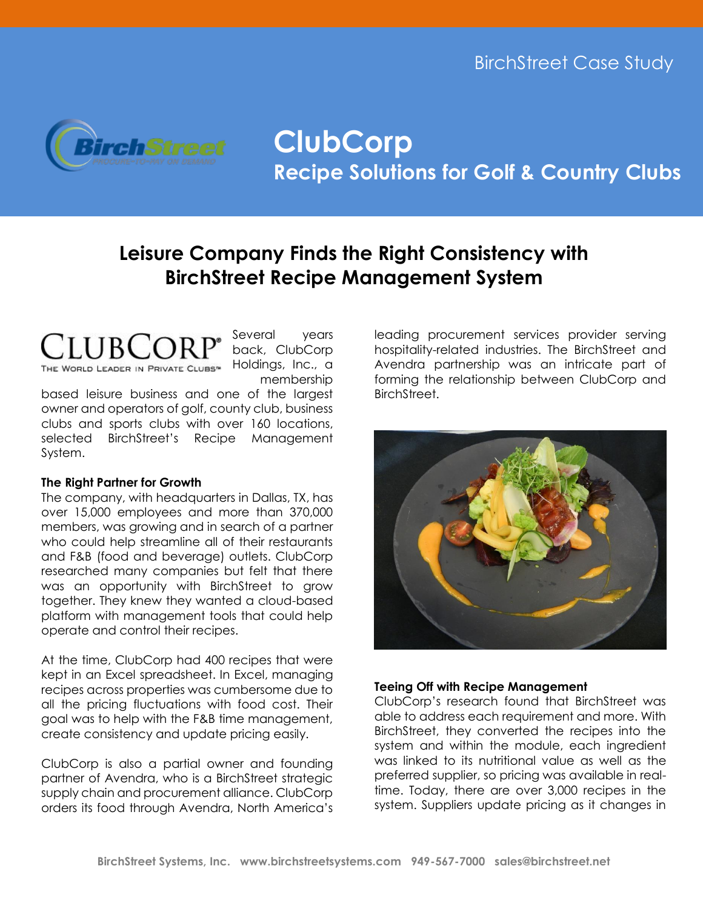BirchStreet Case Study

# ClubCorp

## Recipe Solutions for Golf & Country Clubs

## Leisure Company Finds the Right Consistency with BirchStreet Recipe Management System

Several years back, ClubCorp Holdings, Inc., a membership based leisure business and one of the largest owner and operators of golf, county club, business clubs and sports clubs with over 160 locations, selected BirchStreet's Recipe Management System.

**The Right Partner for Growth**

The company, with headquarters in Dallas, TX, has over 15,000 employees and more than 370,000 members, was growing and in search of a partner who could help streamline all of their restaurants and F&B (food and beverage) outlets. ClubCorp researched many companies but felt that there was an opportunity with BirchStreet to grow together. They knew they wanted a cloud-based platform with management tools that could help operate and control their recipes.

At the time, ClubCorp had 400 recipes that were kept in an Excel spreadsheet. In Excel, managing recipes across properties was cumbersome due to all the pricing fluctuations with food cost. Their goal was to help with the F&B time management, create consistency and update pricing easily.

ClubCorp is also a partial owner and founding partner of Avendra, who is a BirchStreet strategic supply chain and procurement alliance. ClubCorp orders its food through Avendra, North America's leading procurement services provider serving hospitality-related industries. The BirchStreet and Avendra partnership was an intricate part of forming the relationship between ClubCorp and BirchStreet.

**Teeing Off with Recipe Management**

ClubCorp's research found that BirchStreet was able to address each requirement and more. With BirchStreet, they converted the recipes into the system and within the module, each ingredient was linked to its nutritional value as well as the preferred supplier, so pricing was available in real-time. Today, there are over 3,000 recipes in the system. Suppliers update pricing as it changes in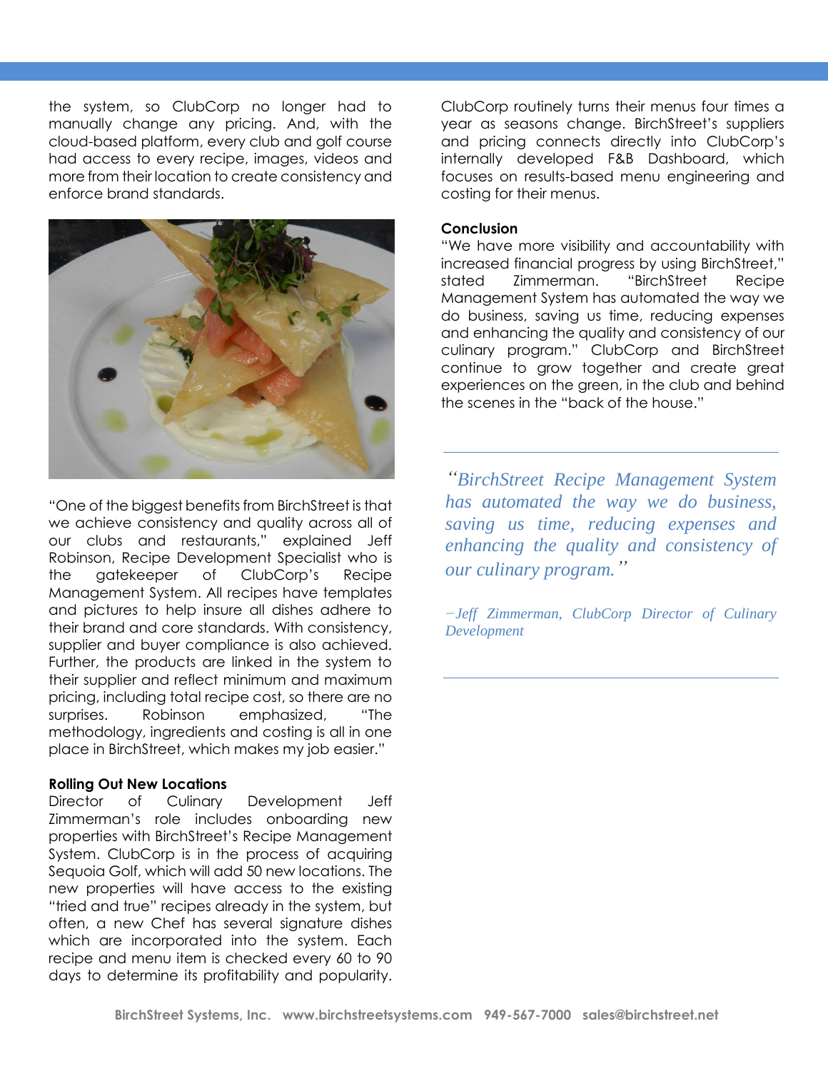the system, so ClubCorp no longer had to manually change any pricing. And, with the cloud-based platform, every club and golf course had access to every recipe, images, videos and more from their location to create consistency and enforce brand standards.

"One of the biggest benefits from BirchStreet is that we achieve consistency and quality across all of our clubs and restaurants," explained Jeff Robinson, Recipe Development Specialist who is the gatekeeper of ClubCorp's Recipe Management System. All recipes have templates and pictures to help insure all dishes adhere to their brand and core standards. With consistency, supplier and buyer compliance is also achieved. Further, the products are linked in the system to their supplier and reflect minimum and maximum pricing, including total recipe cost, so there are no surprises. Robinson emphasized, "The methodology, ingredients and costing is all in one place in BirchStreet, which makes my job easier."

**Rolling Out New Locations**

Director of Culinary Development Jeff Zimmerman's role includes onboarding new properties with BirchStreet's Recipe Management System. ClubCorp is in the process of acquiring Sequoia Golf, which will add 50 new locations. The new properties will have access to the existing "tried and true" recipes already in the system, but often, a new Chef has several signature dishes which are incorporated into the system. Each recipe and menu item is checked every 60 to 90 days to determine its profitability and popularity.

ClubCorp routinely turns their menus four times a year as seasons change. BirchStreet's suppliers and pricing connects directly into ClubCorp's internally developed F&B Dashboard, which focuses on results-based menu engineering and costing for their menus.

**Conclusion**

"We have more visibility and accountability with increased financial progress by using BirchStreet," stated Zimmerman. "BirchStreet Recipe Management System has automated the way we do business, saving us time, reducing expenses and enhancing the quality and consistency of our culinary program." ClubCorp and BirchStreet continue to grow together and create great experiences on the green, in the club and behind the scenes in the "back of the house."

---

*"BirchStreet Recipe Management System has automated the way we do business, saving us time, reducing expenses and enhancing the quality and consistency of our culinary program."*

*−Jeff Zimmerman, ClubCorp Director of Culinary Development*

---

BirchStreet Systems, Inc. www.birchstreetsystems.com 949-567-7000 sales@birchstreet.net